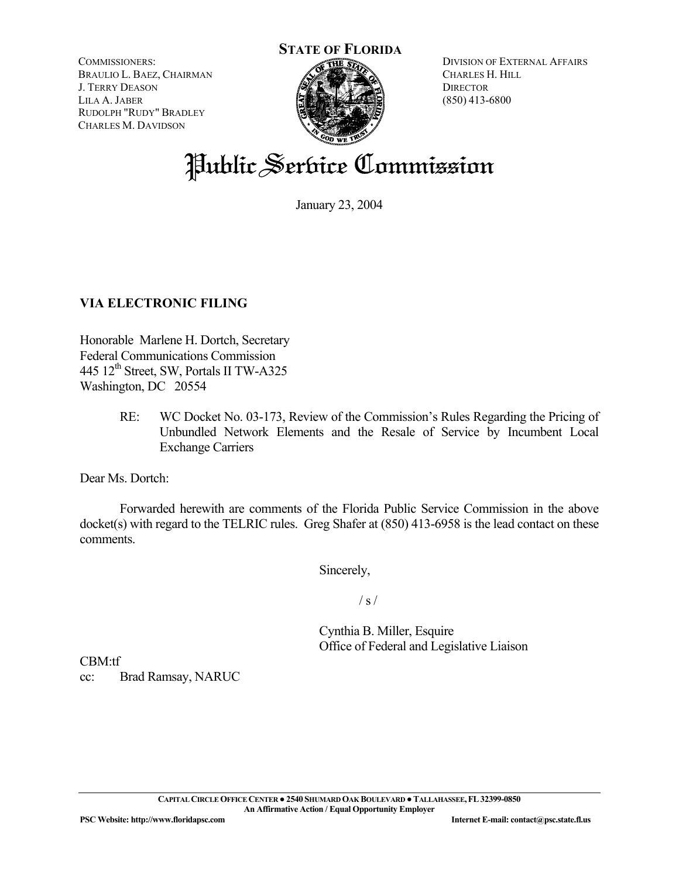**STATE OF FLORIDA**

COMMISSIONERS:
BRAULIO L. BAEZ, CHAIRMAN
J. TERRY DEASON
LILA A. JABER
RUDOLPH "RUDY" BRADLEY
CHARLES M. DAVIDSON

DIVISION OF EXTERNAL AFFAIRS
CHARLES H. HILL
DIRECTOR
(850) 413-6800

# Public Service Commission

January 23, 2004

**VIA ELECTRONIC FILING**

Honorable Marlene H. Dortch, Secretary
Federal Communications Commission
445 12th Street, SW, Portals II TW-A325
Washington, DC 20554

RE: WC Docket No. 03-173, Review of the Commission's Rules Regarding the Pricing of Unbundled Network Elements and the Resale of Service by Incumbent Local Exchange Carriers

Dear Ms. Dortch:

Forwarded herewith are comments of the Florida Public Service Commission in the above docket(s) with regard to the TELRIC rules. Greg Shafer at (850) 413-6958 is the lead contact on these comments.

Sincerely,

/ s /

Cynthia B. Miller, Esquire
Office of Federal and Legislative Liaison

CBM:tf
cc: Brad Ramsay, NARUC

CAPITAL CIRCLE OFFICE CENTER ● 2540 SHUMARD OAK BOULEVARD ● TALLAHASSEE, FL 32399-0850
An Affirmative Action / Equal Opportunity Employer
PSC Website: http://www.floridapsc.com Internet E-mail: contact@psc.state.fl.us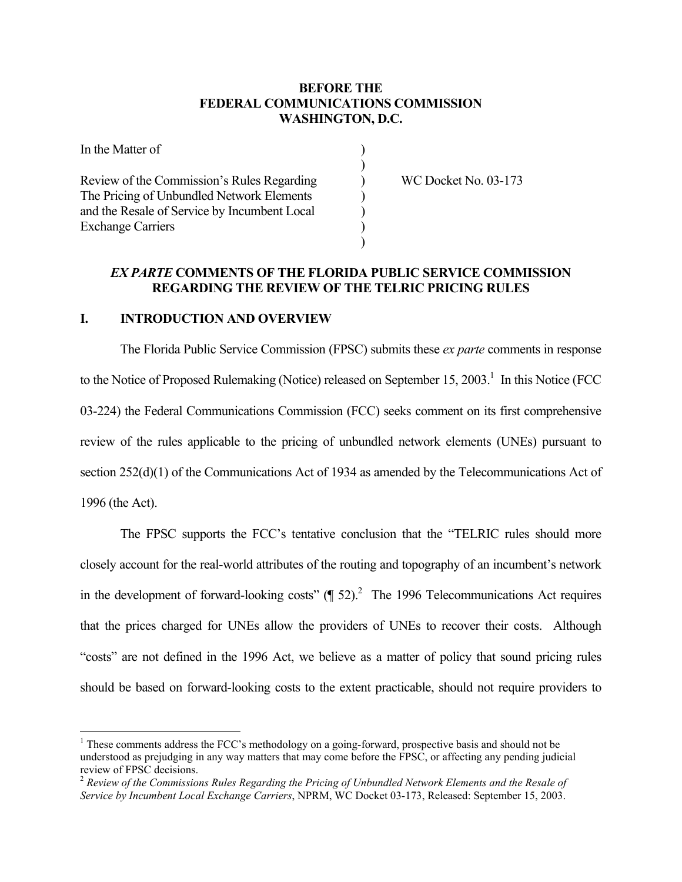**BEFORE THE**
**FEDERAL COMMUNICATIONS COMMISSION**
**WASHINGTON, D.C.**

| | | |
|---|---|---|
| In the Matter of | ) | |
| | ) | |
| Review of the Commission's Rules Regarding The Pricing of Unbundled Network Elements and the Resale of Service by Incumbent Local Exchange Carriers | ) | WC Docket No. 03-173 |
| | ) | |

## *EX PARTE* COMMENTS OF THE FLORIDA PUBLIC SERVICE COMMISSION REGARDING THE REVIEW OF THE TELRIC PRICING RULES

## I. INTRODUCTION AND OVERVIEW

The Florida Public Service Commission (FPSC) submits these *ex parte* comments in response to the Notice of Proposed Rulemaking (Notice) released on September 15, 2003.[1] In this Notice (FCC 03-224) the Federal Communications Commission (FCC) seeks comment on its first comprehensive review of the rules applicable to the pricing of unbundled network elements (UNEs) pursuant to section 252(d)(1) of the Communications Act of 1934 as amended by the Telecommunications Act of 1996 (the Act).

The FPSC supports the FCC's tentative conclusion that the "TELRIC rules should more closely account for the real-world attributes of the routing and topography of an incumbent's network in the development of forward-looking costs" (¶ 52).[2] The 1996 Telecommunications Act requires that the prices charged for UNEs allow the providers of UNEs to recover their costs. Although "costs" are not defined in the 1996 Act, we believe as a matter of policy that sound pricing rules should be based on forward-looking costs to the extent practicable, should not require providers to

---

[1] These comments address the FCC's methodology on a going-forward, prospective basis and should not be understood as prejudging in any way matters that may come before the FPSC, or affecting any pending judicial review of FPSC decisions.

[2] *Review of the Commissions Rules Regarding the Pricing of Unbundled Network Elements and the Resale of Service by Incumbent Local Exchange Carriers*, NPRM, WC Docket 03-173, Released: September 15, 2003.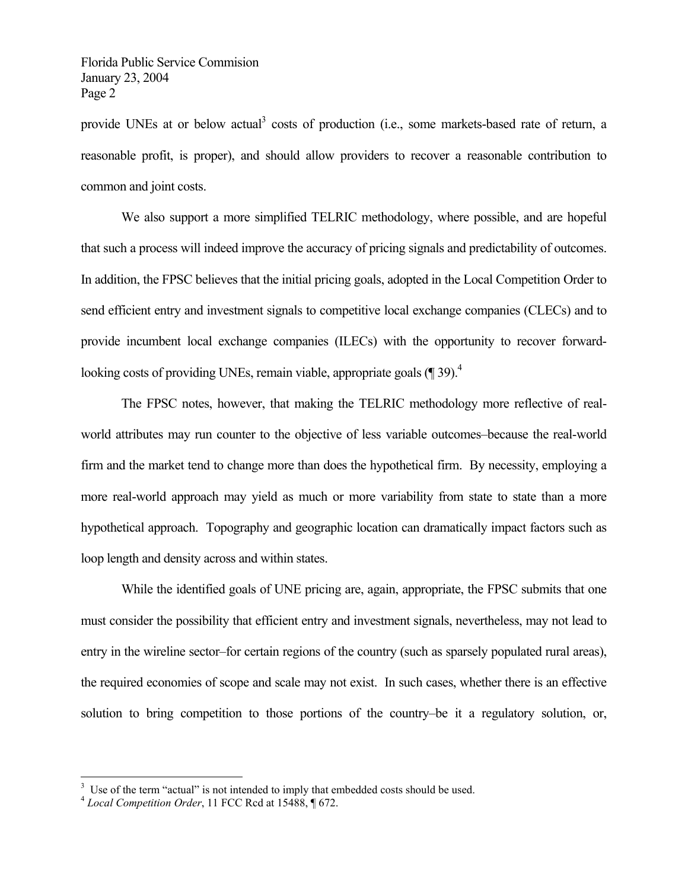provide UNEs at or below actual[3] costs of production (i.e., some markets-based rate of return, a reasonable profit, is proper), and should allow providers to recover a reasonable contribution to common and joint costs.

We also support a more simplified TELRIC methodology, where possible, and are hopeful that such a process will indeed improve the accuracy of pricing signals and predictability of outcomes. In addition, the FPSC believes that the initial pricing goals, adopted in the Local Competition Order to send efficient entry and investment signals to competitive local exchange companies (CLECs) and to provide incumbent local exchange companies (ILECs) with the opportunity to recover forward-looking costs of providing UNEs, remain viable, appropriate goals (¶ 39).[4]

The FPSC notes, however, that making the TELRIC methodology more reflective of real-world attributes may run counter to the objective of less variable outcomes–because the real-world firm and the market tend to change more than does the hypothetical firm. By necessity, employing a more real-world approach may yield as much or more variability from state to state than a more hypothetical approach. Topography and geographic location can dramatically impact factors such as loop length and density across and within states.

While the identified goals of UNE pricing are, again, appropriate, the FPSC submits that one must consider the possibility that efficient entry and investment signals, nevertheless, may not lead to entry in the wireline sector–for certain regions of the country (such as sparsely populated rural areas), the required economies of scope and scale may not exist. In such cases, whether there is an effective solution to bring competition to those portions of the country–be it a regulatory solution, or,

---

[3] Use of the term "actual" is not intended to imply that embedded costs should be used.

[4] *Local Competition Order*, 11 FCC Rcd at 15488, ¶ 672.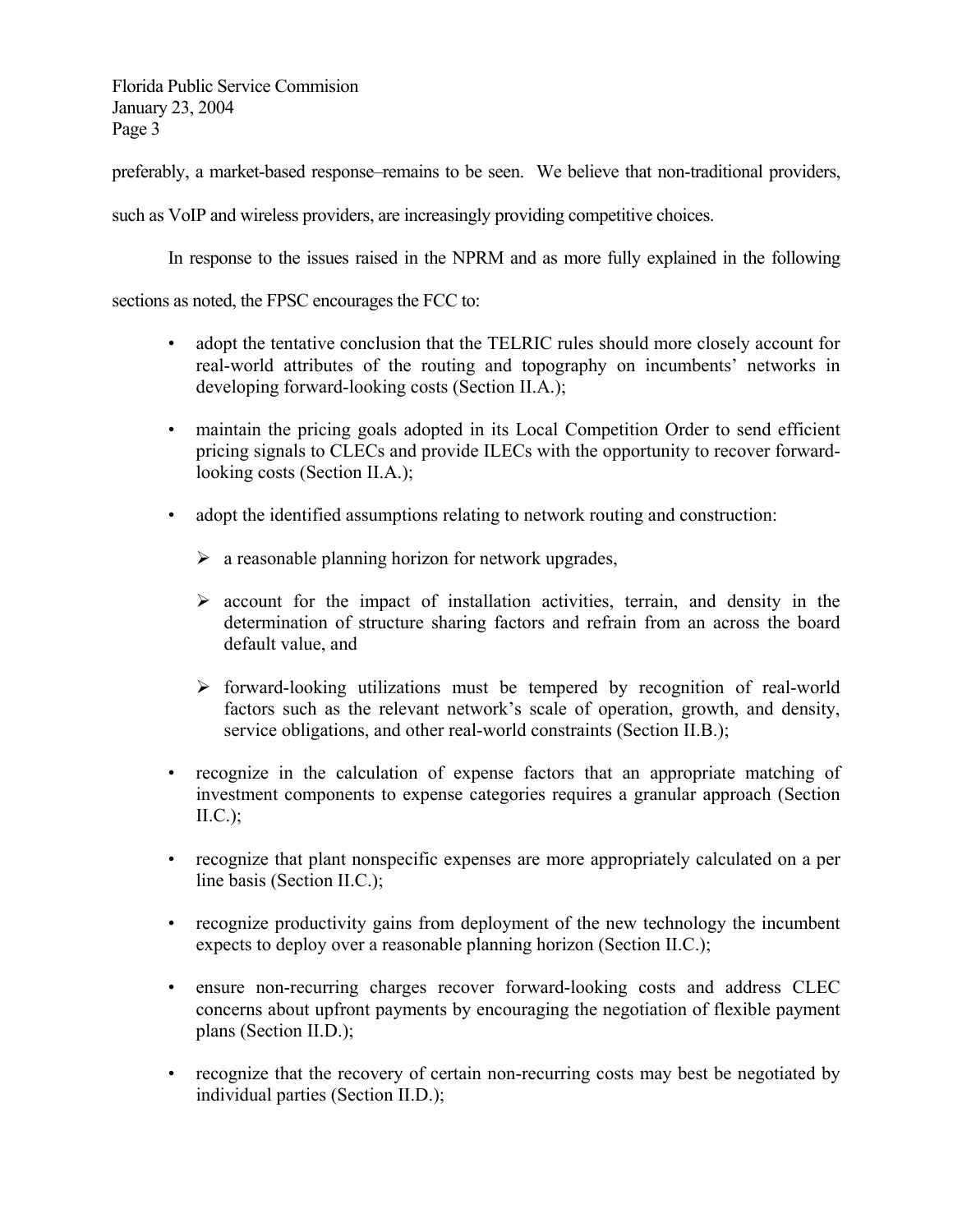preferably, a market-based response–remains to be seen. We believe that non-traditional providers, such as VoIP and wireless providers, are increasingly providing competitive choices.

In response to the issues raised in the NPRM and as more fully explained in the following sections as noted, the FPSC encourages the FCC to:

- adopt the tentative conclusion that the TELRIC rules should more closely account for real-world attributes of the routing and topography on incumbents' networks in developing forward-looking costs (Section II.A.);
- maintain the pricing goals adopted in its Local Competition Order to send efficient pricing signals to CLECs and provide ILECs with the opportunity to recover forward-looking costs (Section II.A.);
- adopt the identified assumptions relating to network routing and construction:
  - a reasonable planning horizon for network upgrades,
  - account for the impact of installation activities, terrain, and density in the determination of structure sharing factors and refrain from an across the board default value, and
  - forward-looking utilizations must be tempered by recognition of real-world factors such as the relevant network's scale of operation, growth, and density, service obligations, and other real-world constraints (Section II.B.);
- recognize in the calculation of expense factors that an appropriate matching of investment components to expense categories requires a granular approach (Section II.C.);
- recognize that plant nonspecific expenses are more appropriately calculated on a per line basis (Section II.C.);
- recognize productivity gains from deployment of the new technology the incumbent expects to deploy over a reasonable planning horizon (Section II.C.);
- ensure non-recurring charges recover forward-looking costs and address CLEC concerns about upfront payments by encouraging the negotiation of flexible payment plans (Section II.D.);
- recognize that the recovery of certain non-recurring costs may best be negotiated by individual parties (Section II.D.);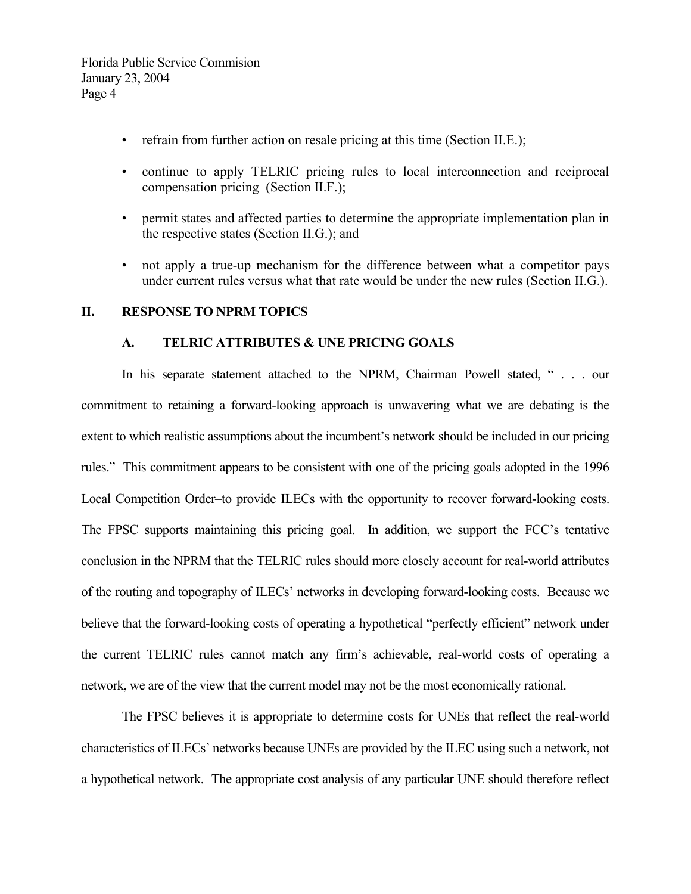- refrain from further action on resale pricing at this time (Section II.E.);
- continue to apply TELRIC pricing rules to local interconnection and reciprocal compensation pricing (Section II.F.);
- permit states and affected parties to determine the appropriate implementation plan in the respective states (Section II.G.); and
- not apply a true-up mechanism for the difference between what a competitor pays under current rules versus what that rate would be under the new rules (Section II.G.).

## II. RESPONSE TO NPRM TOPICS

### A. TELRIC ATTRIBUTES & UNE PRICING GOALS

In his separate statement attached to the NPRM, Chairman Powell stated, " . . . our commitment to retaining a forward-looking approach is unwavering–what we are debating is the extent to which realistic assumptions about the incumbent's network should be included in our pricing rules." This commitment appears to be consistent with one of the pricing goals adopted in the 1996 Local Competition Order–to provide ILECs with the opportunity to recover forward-looking costs. The FPSC supports maintaining this pricing goal. In addition, we support the FCC's tentative conclusion in the NPRM that the TELRIC rules should more closely account for real-world attributes of the routing and topography of ILECs' networks in developing forward-looking costs. Because we believe that the forward-looking costs of operating a hypothetical "perfectly efficient" network under the current TELRIC rules cannot match any firm's achievable, real-world costs of operating a network, we are of the view that the current model may not be the most economically rational.

The FPSC believes it is appropriate to determine costs for UNEs that reflect the real-world characteristics of ILECs' networks because UNEs are provided by the ILEC using such a network, not a hypothetical network. The appropriate cost analysis of any particular UNE should therefore reflect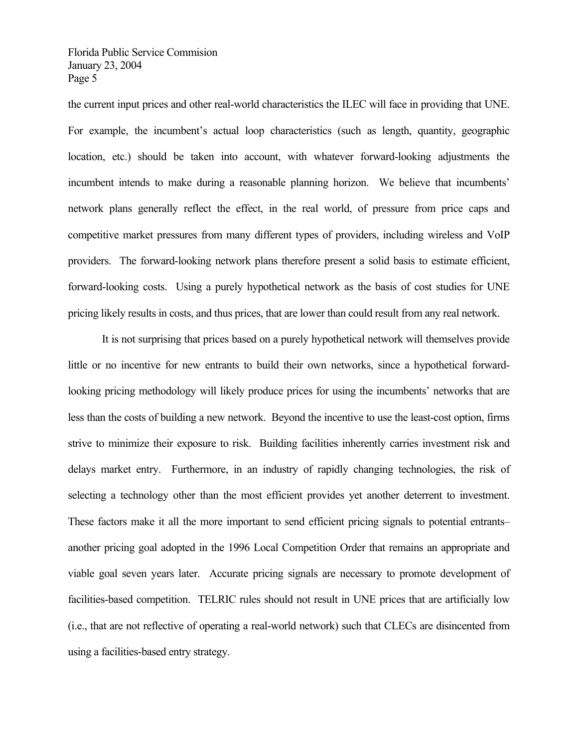the current input prices and other real-world characteristics the ILEC will face in providing that UNE. For example, the incumbent's actual loop characteristics (such as length, quantity, geographic location, etc.) should be taken into account, with whatever forward-looking adjustments the incumbent intends to make during a reasonable planning horizon. We believe that incumbents' network plans generally reflect the effect, in the real world, of pressure from price caps and competitive market pressures from many different types of providers, including wireless and VoIP providers. The forward-looking network plans therefore present a solid basis to estimate efficient, forward-looking costs. Using a purely hypothetical network as the basis of cost studies for UNE pricing likely results in costs, and thus prices, that are lower than could result from any real network.

It is not surprising that prices based on a purely hypothetical network will themselves provide little or no incentive for new entrants to build their own networks, since a hypothetical forward-looking pricing methodology will likely produce prices for using the incumbents' networks that are less than the costs of building a new network. Beyond the incentive to use the least-cost option, firms strive to minimize their exposure to risk. Building facilities inherently carries investment risk and delays market entry. Furthermore, in an industry of rapidly changing technologies, the risk of selecting a technology other than the most efficient provides yet another deterrent to investment. These factors make it all the more important to send efficient pricing signals to potential entrants–another pricing goal adopted in the 1996 Local Competition Order that remains an appropriate and viable goal seven years later. Accurate pricing signals are necessary to promote development of facilities-based competition. TELRIC rules should not result in UNE prices that are artificially low (i.e., that are not reflective of operating a real-world network) such that CLECs are disincented from using a facilities-based entry strategy.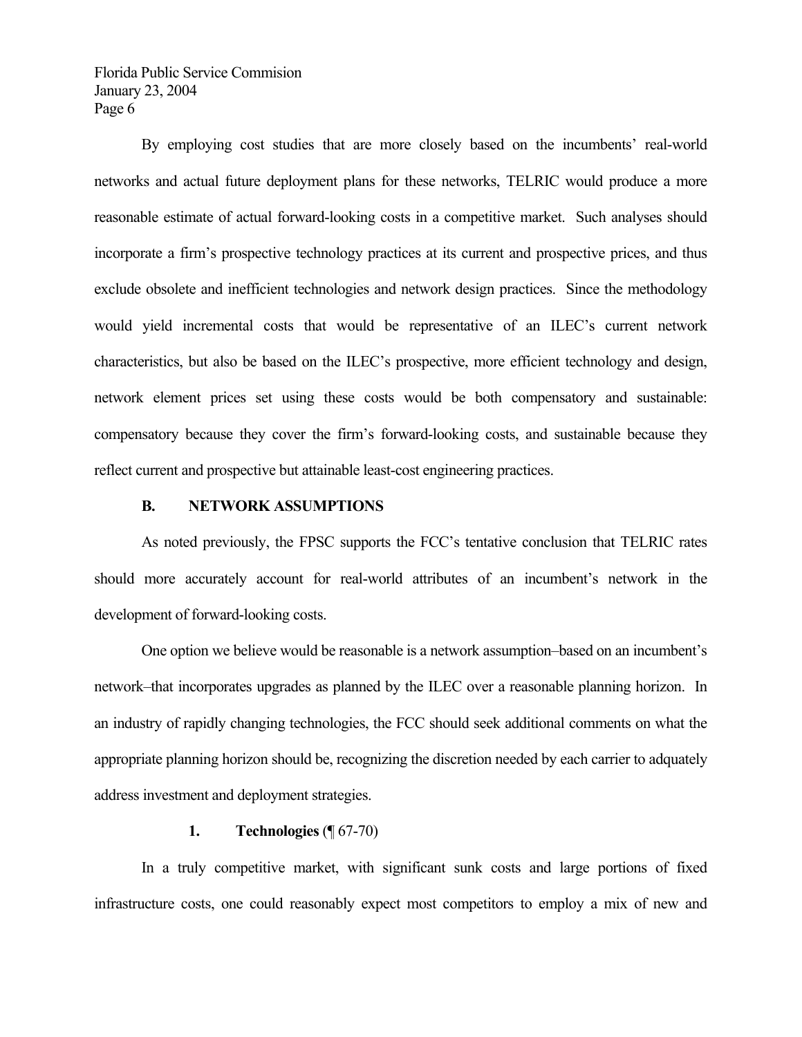By employing cost studies that are more closely based on the incumbents' real-world networks and actual future deployment plans for these networks, TELRIC would produce a more reasonable estimate of actual forward-looking costs in a competitive market. Such analyses should incorporate a firm's prospective technology practices at its current and prospective prices, and thus exclude obsolete and inefficient technologies and network design practices. Since the methodology would yield incremental costs that would be representative of an ILEC's current network characteristics, but also be based on the ILEC's prospective, more efficient technology and design, network element prices set using these costs would be both compensatory and sustainable: compensatory because they cover the firm's forward-looking costs, and sustainable because they reflect current and prospective but attainable least-cost engineering practices.

### B. NETWORK ASSUMPTIONS

As noted previously, the FPSC supports the FCC's tentative conclusion that TELRIC rates should more accurately account for real-world attributes of an incumbent's network in the development of forward-looking costs.

One option we believe would be reasonable is a network assumption–based on an incumbent's network–that incorporates upgrades as planned by the ILEC over a reasonable planning horizon. In an industry of rapidly changing technologies, the FCC should seek additional comments on what the appropriate planning horizon should be, recognizing the discretion needed by each carrier to adquately address investment and deployment strategies.

#### 1. Technologies (¶ 67-70)

In a truly competitive market, with significant sunk costs and large portions of fixed infrastructure costs, one could reasonably expect most competitors to employ a mix of new and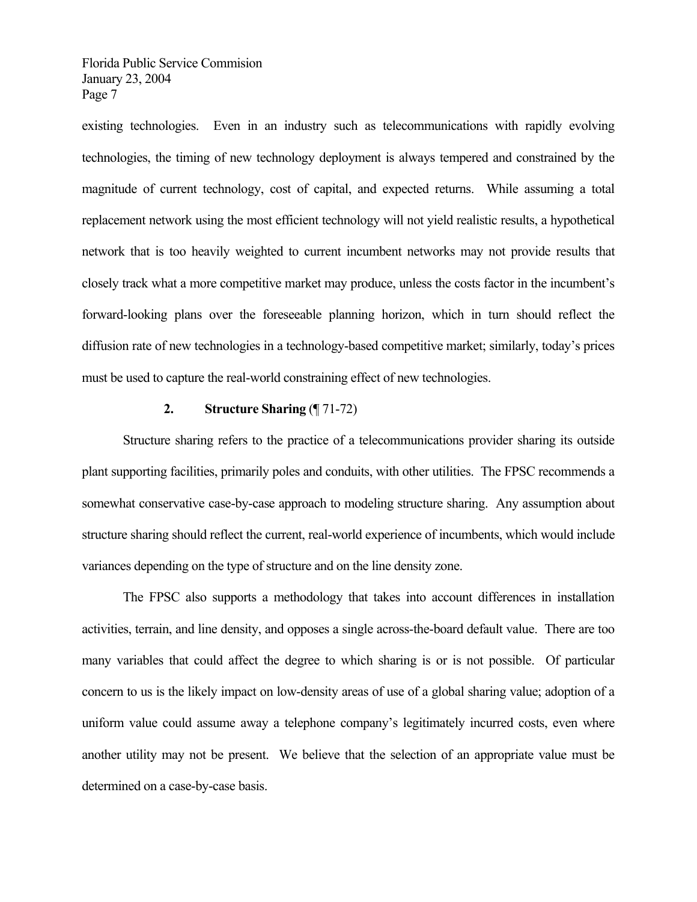existing technologies. Even in an industry such as telecommunications with rapidly evolving technologies, the timing of new technology deployment is always tempered and constrained by the magnitude of current technology, cost of capital, and expected returns. While assuming a total replacement network using the most efficient technology will not yield realistic results, a hypothetical network that is too heavily weighted to current incumbent networks may not provide results that closely track what a more competitive market may produce, unless the costs factor in the incumbent's forward-looking plans over the foreseeable planning horizon, which in turn should reflect the diffusion rate of new technologies in a technology-based competitive market; similarly, today's prices must be used to capture the real-world constraining effect of new technologies.

### 2. **Structure Sharing** (¶ 71-72)

Structure sharing refers to the practice of a telecommunications provider sharing its outside plant supporting facilities, primarily poles and conduits, with other utilities. The FPSC recommends a somewhat conservative case-by-case approach to modeling structure sharing. Any assumption about structure sharing should reflect the current, real-world experience of incumbents, which would include variances depending on the type of structure and on the line density zone.

The FPSC also supports a methodology that takes into account differences in installation activities, terrain, and line density, and opposes a single across-the-board default value. There are too many variables that could affect the degree to which sharing is or is not possible. Of particular concern to us is the likely impact on low-density areas of use of a global sharing value; adoption of a uniform value could assume away a telephone company's legitimately incurred costs, even where another utility may not be present. We believe that the selection of an appropriate value must be determined on a case-by-case basis.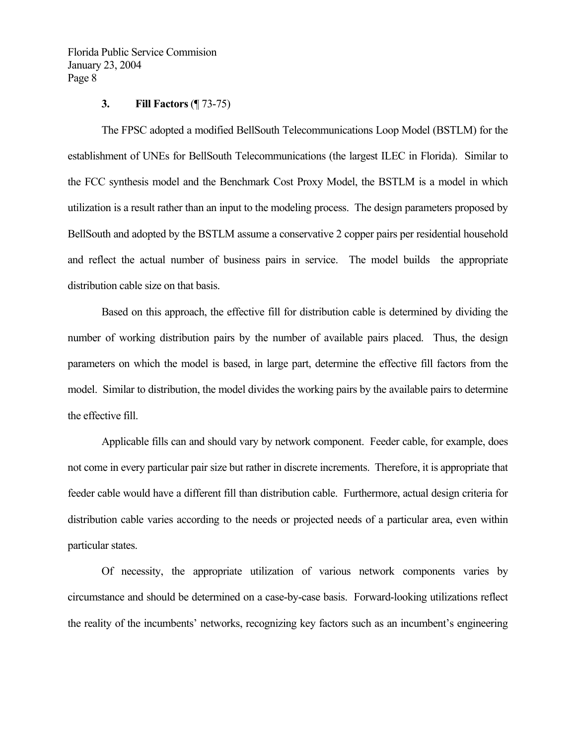### 3. **Fill Factors** (¶ 73-75)

The FPSC adopted a modified BellSouth Telecommunications Loop Model (BSTLM) for the establishment of UNEs for BellSouth Telecommunications (the largest ILEC in Florida). Similar to the FCC synthesis model and the Benchmark Cost Proxy Model, the BSTLM is a model in which utilization is a result rather than an input to the modeling process. The design parameters proposed by BellSouth and adopted by the BSTLM assume a conservative 2 copper pairs per residential household and reflect the actual number of business pairs in service. The model builds the appropriate distribution cable size on that basis.

Based on this approach, the effective fill for distribution cable is determined by dividing the number of working distribution pairs by the number of available pairs placed. Thus, the design parameters on which the model is based, in large part, determine the effective fill factors from the model. Similar to distribution, the model divides the working pairs by the available pairs to determine the effective fill.

Applicable fills can and should vary by network component. Feeder cable, for example, does not come in every particular pair size but rather in discrete increments. Therefore, it is appropriate that feeder cable would have a different fill than distribution cable. Furthermore, actual design criteria for distribution cable varies according to the needs or projected needs of a particular area, even within particular states.

Of necessity, the appropriate utilization of various network components varies by circumstance and should be determined on a case-by-case basis. Forward-looking utilizations reflect the reality of the incumbents' networks, recognizing key factors such as an incumbent's engineering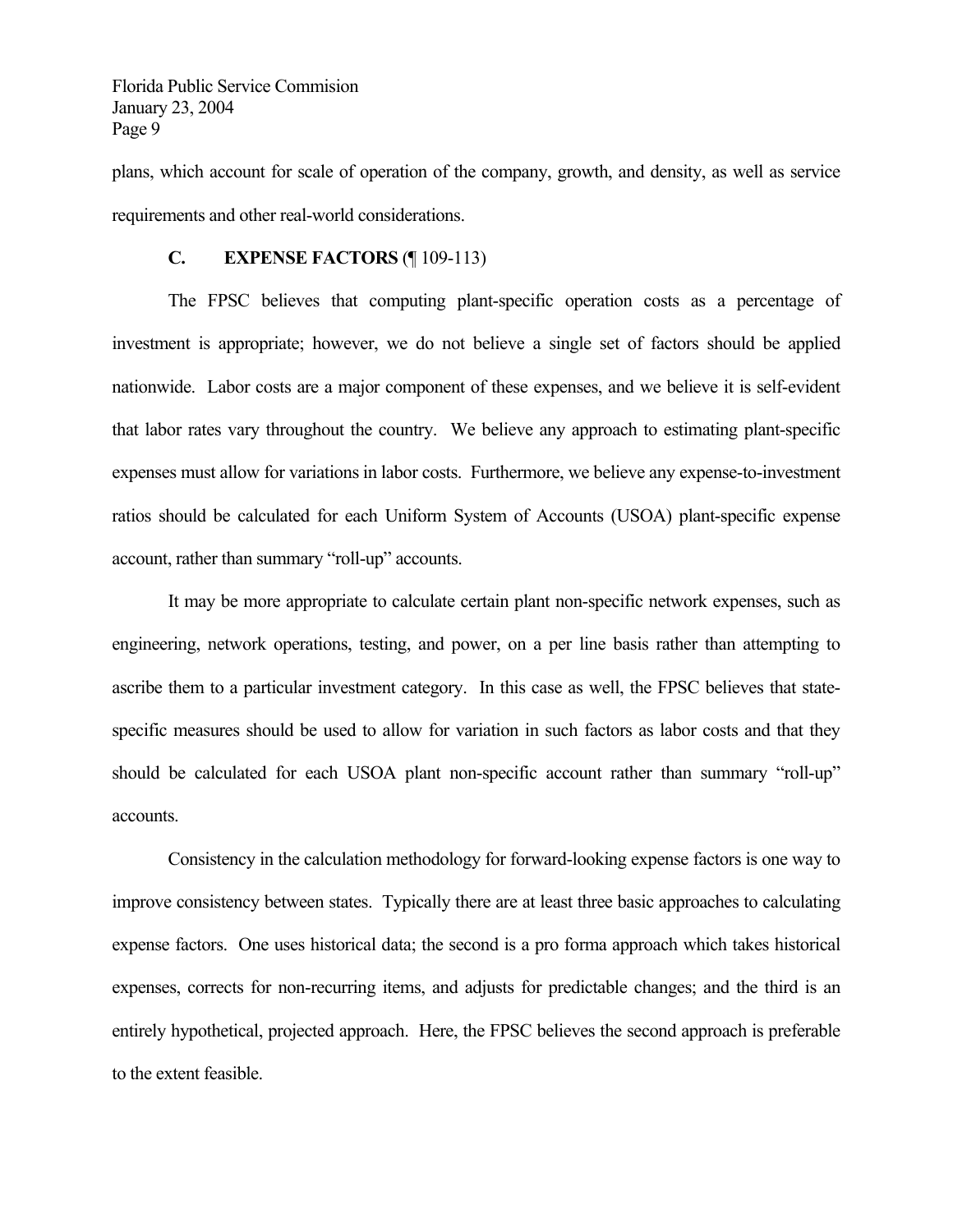plans, which account for scale of operation of the company, growth, and density, as well as service requirements and other real-world considerations.

### C. EXPENSE FACTORS (¶ 109-113)

The FPSC believes that computing plant-specific operation costs as a percentage of investment is appropriate; however, we do not believe a single set of factors should be applied nationwide. Labor costs are a major component of these expenses, and we believe it is self-evident that labor rates vary throughout the country. We believe any approach to estimating plant-specific expenses must allow for variations in labor costs. Furthermore, we believe any expense-to-investment ratios should be calculated for each Uniform System of Accounts (USOA) plant-specific expense account, rather than summary "roll-up" accounts.

It may be more appropriate to calculate certain plant non-specific network expenses, such as engineering, network operations, testing, and power, on a per line basis rather than attempting to ascribe them to a particular investment category. In this case as well, the FPSC believes that state-specific measures should be used to allow for variation in such factors as labor costs and that they should be calculated for each USOA plant non-specific account rather than summary "roll-up" accounts.

Consistency in the calculation methodology for forward-looking expense factors is one way to improve consistency between states. Typically there are at least three basic approaches to calculating expense factors. One uses historical data; the second is a pro forma approach which takes historical expenses, corrects for non-recurring items, and adjusts for predictable changes; and the third is an entirely hypothetical, projected approach. Here, the FPSC believes the second approach is preferable to the extent feasible.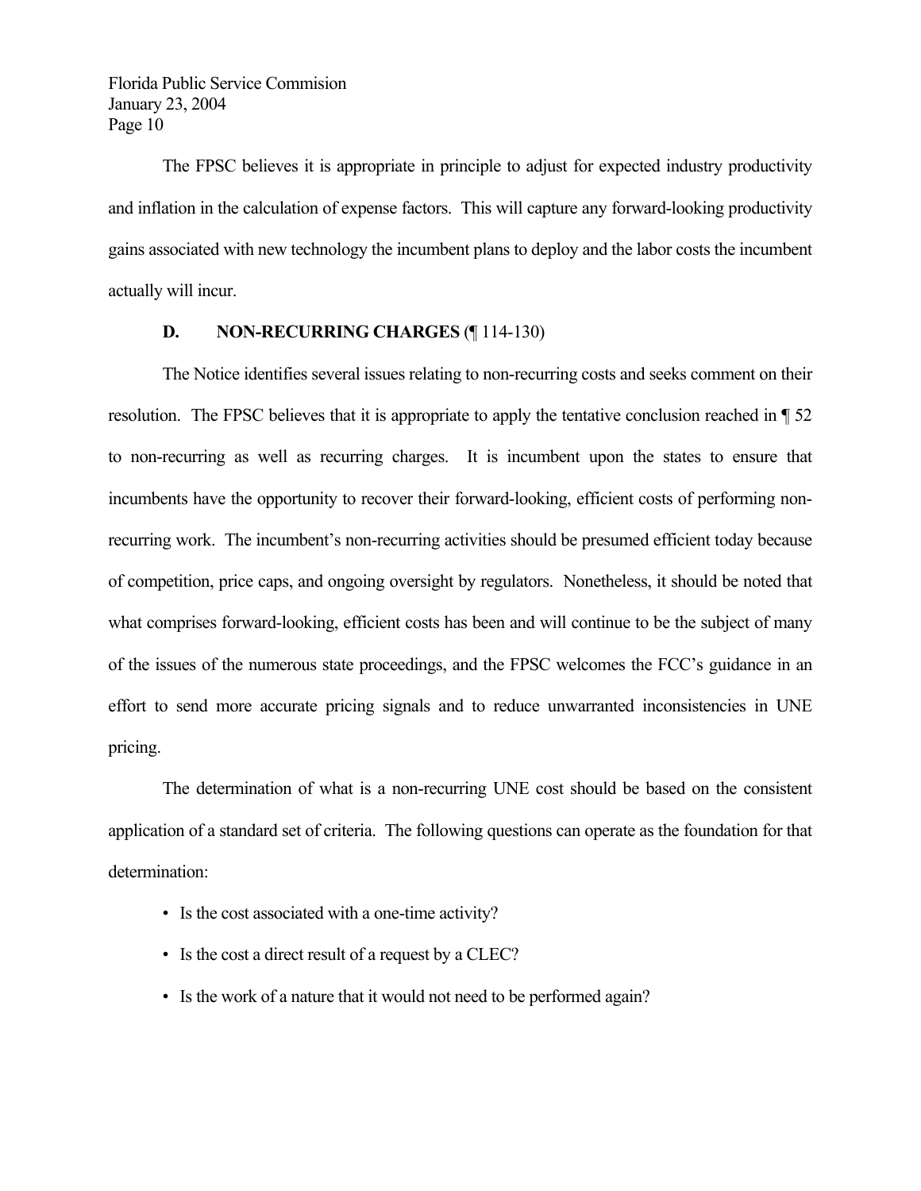The FPSC believes it is appropriate in principle to adjust for expected industry productivity and inflation in the calculation of expense factors. This will capture any forward-looking productivity gains associated with new technology the incumbent plans to deploy and the labor costs the incumbent actually will incur.

### D. NON-RECURRING CHARGES (¶ 114-130)

The Notice identifies several issues relating to non-recurring costs and seeks comment on their resolution. The FPSC believes that it is appropriate to apply the tentative conclusion reached in ¶ 52 to non-recurring as well as recurring charges. It is incumbent upon the states to ensure that incumbents have the opportunity to recover their forward-looking, efficient costs of performing non-recurring work. The incumbent's non-recurring activities should be presumed efficient today because of competition, price caps, and ongoing oversight by regulators. Nonetheless, it should be noted that what comprises forward-looking, efficient costs has been and will continue to be the subject of many of the issues of the numerous state proceedings, and the FPSC welcomes the FCC's guidance in an effort to send more accurate pricing signals and to reduce unwarranted inconsistencies in UNE pricing.

The determination of what is a non-recurring UNE cost should be based on the consistent application of a standard set of criteria. The following questions can operate as the foundation for that determination:

- Is the cost associated with a one-time activity?
- Is the cost a direct result of a request by a CLEC?
- Is the work of a nature that it would not need to be performed again?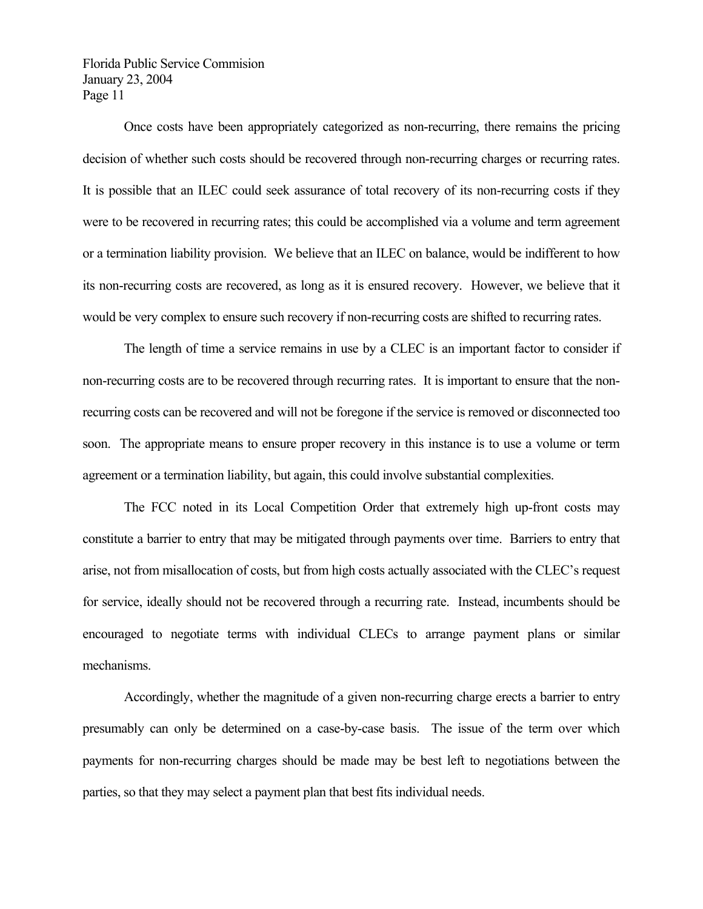Once costs have been appropriately categorized as non-recurring, there remains the pricing decision of whether such costs should be recovered through non-recurring charges or recurring rates. It is possible that an ILEC could seek assurance of total recovery of its non-recurring costs if they were to be recovered in recurring rates; this could be accomplished via a volume and term agreement or a termination liability provision. We believe that an ILEC on balance, would be indifferent to how its non-recurring costs are recovered, as long as it is ensured recovery. However, we believe that it would be very complex to ensure such recovery if non-recurring costs are shifted to recurring rates.

The length of time a service remains in use by a CLEC is an important factor to consider if non-recurring costs are to be recovered through recurring rates. It is important to ensure that the non-recurring costs can be recovered and will not be foregone if the service is removed or disconnected too soon. The appropriate means to ensure proper recovery in this instance is to use a volume or term agreement or a termination liability, but again, this could involve substantial complexities.

The FCC noted in its Local Competition Order that extremely high up-front costs may constitute a barrier to entry that may be mitigated through payments over time. Barriers to entry that arise, not from misallocation of costs, but from high costs actually associated with the CLEC's request for service, ideally should not be recovered through a recurring rate. Instead, incumbents should be encouraged to negotiate terms with individual CLECs to arrange payment plans or similar mechanisms.

Accordingly, whether the magnitude of a given non-recurring charge erects a barrier to entry presumably can only be determined on a case-by-case basis. The issue of the term over which payments for non-recurring charges should be made may be best left to negotiations between the parties, so that they may select a payment plan that best fits individual needs.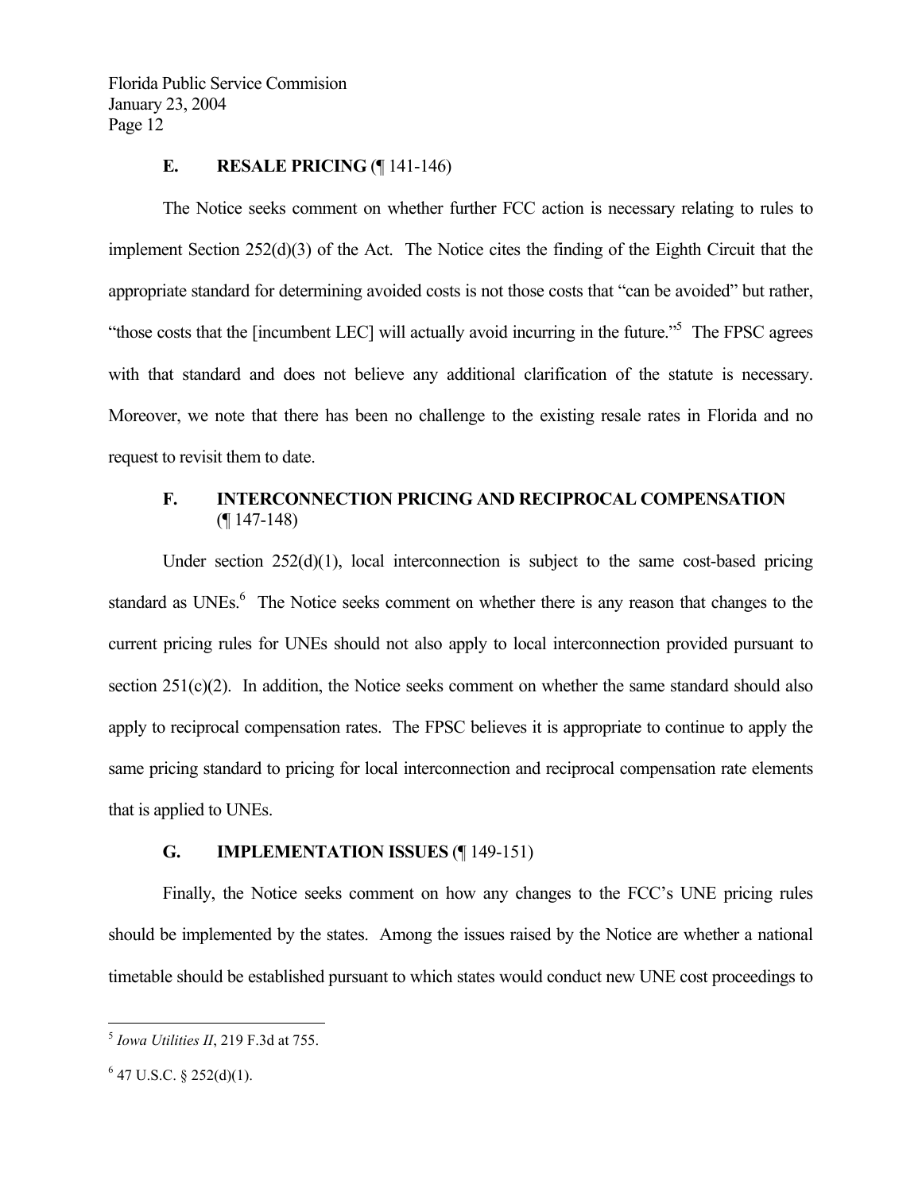### E. RESALE PRICING (¶ 141-146)

The Notice seeks comment on whether further FCC action is necessary relating to rules to implement Section 252(d)(3) of the Act. The Notice cites the finding of the Eighth Circuit that the appropriate standard for determining avoided costs is not those costs that "can be avoided" but rather, "those costs that the [incumbent LEC] will actually avoid incurring in the future."[5] The FPSC agrees with that standard and does not believe any additional clarification of the statute is necessary. Moreover, we note that there has been no challenge to the existing resale rates in Florida and no request to revisit them to date.

### F. INTERCONNECTION PRICING AND RECIPROCAL COMPENSATION (¶ 147-148)

Under section 252(d)(1), local interconnection is subject to the same cost-based pricing standard as UNEs.[6] The Notice seeks comment on whether there is any reason that changes to the current pricing rules for UNEs should not also apply to local interconnection provided pursuant to section 251(c)(2). In addition, the Notice seeks comment on whether the same standard should also apply to reciprocal compensation rates. The FPSC believes it is appropriate to continue to apply the same pricing standard to pricing for local interconnection and reciprocal compensation rate elements that is applied to UNEs.

### G. IMPLEMENTATION ISSUES (¶ 149-151)

Finally, the Notice seeks comment on how any changes to the FCC's UNE pricing rules should be implemented by the states. Among the issues raised by the Notice are whether a national timetable should be established pursuant to which states would conduct new UNE cost proceedings to

---

[5] *Iowa Utilities II*, 219 F.3d at 755.

[6] 47 U.S.C. § 252(d)(1).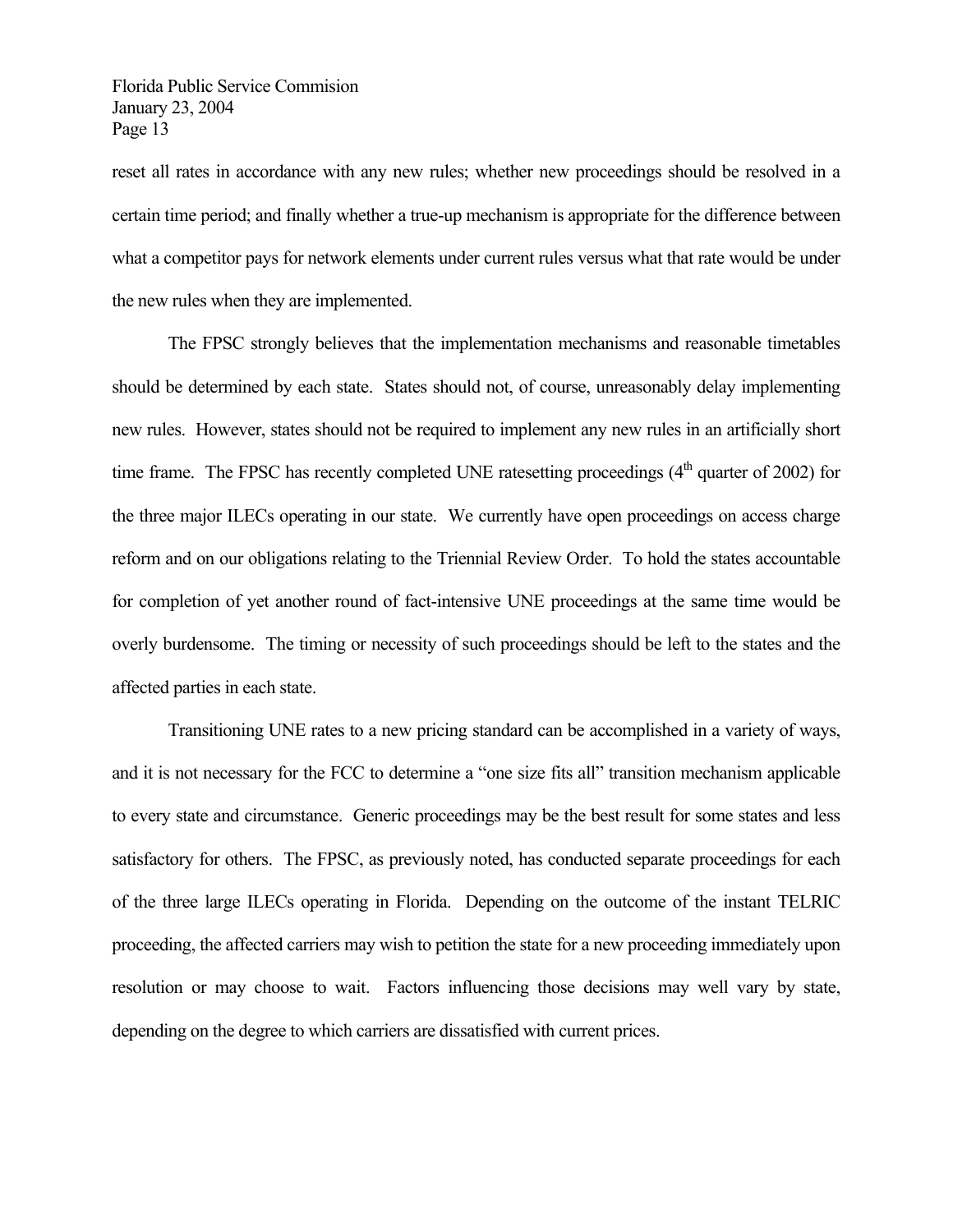reset all rates in accordance with any new rules; whether new proceedings should be resolved in a certain time period; and finally whether a true-up mechanism is appropriate for the difference between what a competitor pays for network elements under current rules versus what that rate would be under the new rules when they are implemented.

The FPSC strongly believes that the implementation mechanisms and reasonable timetables should be determined by each state. States should not, of course, unreasonably delay implementing new rules. However, states should not be required to implement any new rules in an artificially short time frame. The FPSC has recently completed UNE ratesetting proceedings (4th quarter of 2002) for the three major ILECs operating in our state. We currently have open proceedings on access charge reform and on our obligations relating to the Triennial Review Order. To hold the states accountable for completion of yet another round of fact-intensive UNE proceedings at the same time would be overly burdensome. The timing or necessity of such proceedings should be left to the states and the affected parties in each state.

Transitioning UNE rates to a new pricing standard can be accomplished in a variety of ways, and it is not necessary for the FCC to determine a "one size fits all" transition mechanism applicable to every state and circumstance. Generic proceedings may be the best result for some states and less satisfactory for others. The FPSC, as previously noted, has conducted separate proceedings for each of the three large ILECs operating in Florida. Depending on the outcome of the instant TELRIC proceeding, the affected carriers may wish to petition the state for a new proceeding immediately upon resolution or may choose to wait. Factors influencing those decisions may well vary by state, depending on the degree to which carriers are dissatisfied with current prices.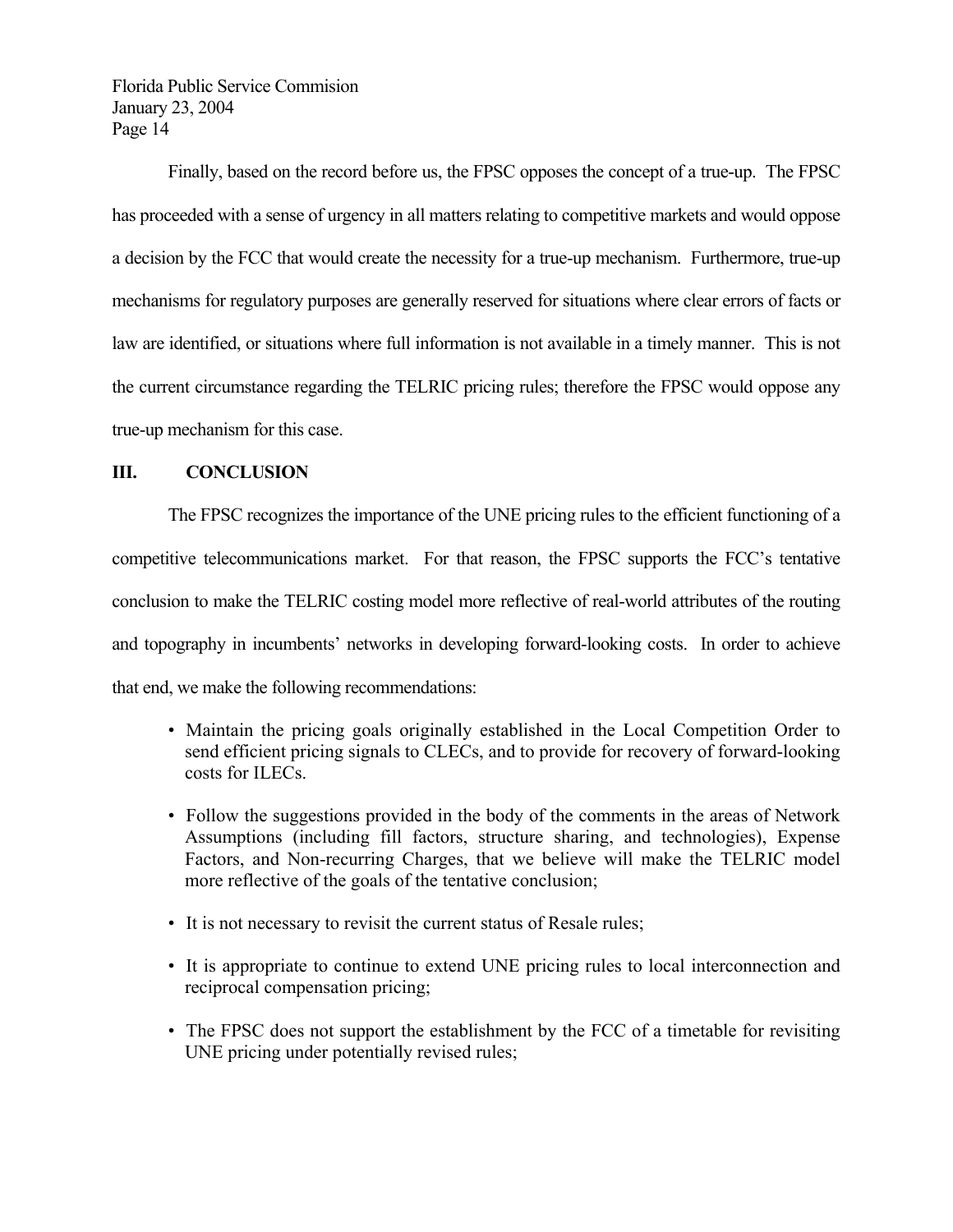Finally, based on the record before us, the FPSC opposes the concept of a true-up. The FPSC has proceeded with a sense of urgency in all matters relating to competitive markets and would oppose a decision by the FCC that would create the necessity for a true-up mechanism. Furthermore, true-up mechanisms for regulatory purposes are generally reserved for situations where clear errors of facts or law are identified, or situations where full information is not available in a timely manner. This is not the current circumstance regarding the TELRIC pricing rules; therefore the FPSC would oppose any true-up mechanism for this case.

## III. CONCLUSION

The FPSC recognizes the importance of the UNE pricing rules to the efficient functioning of a competitive telecommunications market. For that reason, the FPSC supports the FCC's tentative conclusion to make the TELRIC costing model more reflective of real-world attributes of the routing and topography in incumbents' networks in developing forward-looking costs. In order to achieve that end, we make the following recommendations:

- Maintain the pricing goals originally established in the Local Competition Order to send efficient pricing signals to CLECs, and to provide for recovery of forward-looking costs for ILECs.
- Follow the suggestions provided in the body of the comments in the areas of Network Assumptions (including fill factors, structure sharing, and technologies), Expense Factors, and Non-recurring Charges, that we believe will make the TELRIC model more reflective of the goals of the tentative conclusion;
- It is not necessary to revisit the current status of Resale rules;
- It is appropriate to continue to extend UNE pricing rules to local interconnection and reciprocal compensation pricing;
- The FPSC does not support the establishment by the FCC of a timetable for revisiting UNE pricing under potentially revised rules;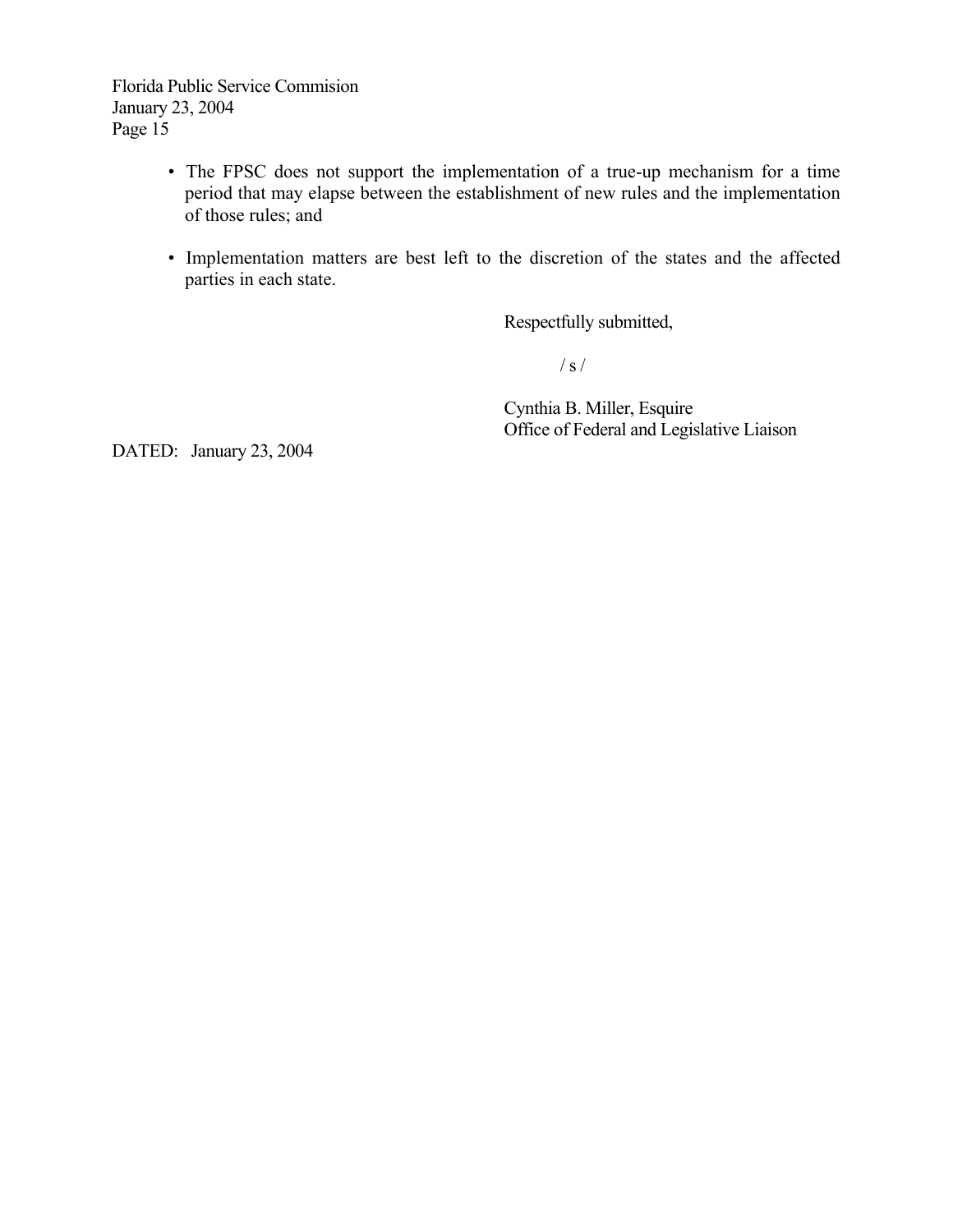- The FPSC does not support the implementation of a true-up mechanism for a time period that may elapse between the establishment of new rules and the implementation of those rules; and

- Implementation matters are best left to the discretion of the states and the affected parties in each state.

Respectfully submitted,

/ s /

Cynthia B. Miller, Esquire
Office of Federal and Legislative Liaison

DATED: January 23, 2004